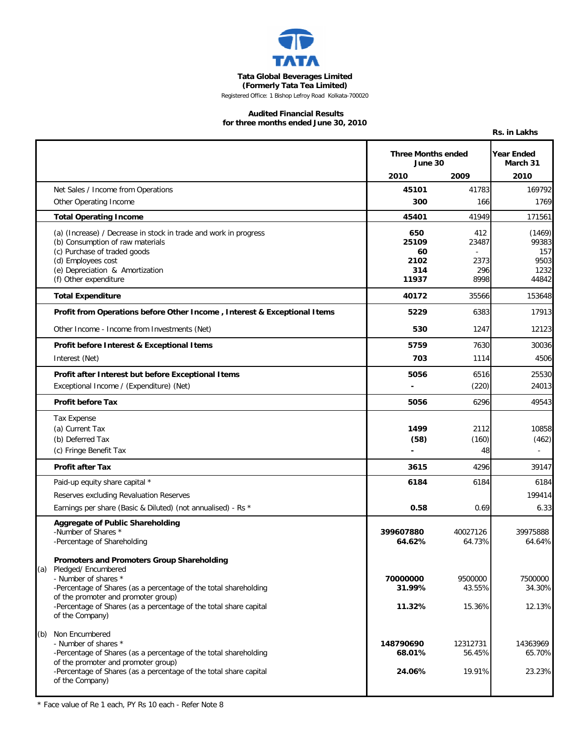# Tata Global Beverages Limited

**(Formerly Tata Tea Limited)**

Registered Office: 1 Bishop Lefroy Road Kolkata-700020

## Audited Financial Results for three months ended June 30, 2010

**Rs. in Lakhs**

| | Three Months ended June 30 | | Year Ended March 31 |
|---|---|---|---|
| | **2010** | **2009** | **2010** |
| Net Sales / Income from Operations | **45101** | 41783 | 169792 |
| Other Operating Income | **300** | 166 | 1769 |
| **Total Operating Income** | **45401** | 41949 | 171561 |
| (a) (Increase) / Decrease in stock in trade and work in progress | **650** | 412 | (1469) |
| (b) Consumption of raw materials | **25109** | 23487 | 99383 |
| (c) Purchase of traded goods | **60** | - | 157 |
| (d) Employees cost | **2102** | 2373 | 9503 |
| (e) Depreciation & Amortization | **314** | 296 | 1232 |
| (f) Other expenditure | **11937** | 8998 | 44842 |
| **Total Expenditure** | **40172** | 35566 | 153648 |
| **Profit from Operations before Other Income , Interest & Exceptional Items** | **5229** | 6383 | 17913 |
| Other Income - Income from Investments (Net) | **530** | 1247 | 12123 |
| **Profit before Interest & Exceptional Items** | **5759** | 7630 | 30036 |
| Interest (Net) | **703** | 1114 | 4506 |
| **Profit after Interest but before Exceptional Items** | **5056** | 6516 | 25530 |
| Exceptional Income / (Expenditure) (Net) | **-** | (220) | 24013 |
| **Profit before Tax** | **5056** | 6296 | 49543 |
| Tax Expense | | | |
| (a) Current Tax | **1499** | 2112 | 10858 |
| (b) Deferred Tax | **(58)** | (160) | (462) |
| (c) Fringe Benefit Tax | **-** | 48 | - |
| **Profit after Tax** | **3615** | 4296 | 39147 |
| Paid-up equity share capital * | **6184** | 6184 | 6184 |
| Reserves excluding Revaluation Reserves | | | 199414 |
| Earnings per share (Basic & Diluted) (not annualised) - Rs * | **0.58** | 0.69 | 6.33 |
| **Aggregate of Public Shareholding** | | | |
| -Number of Shares * | **399607880** | 40027126 | 39975888 |
| -Percentage of Shareholding | **64.62%** | 64.73% | 64.64% |
| **Promoters and Promoters Group Shareholding** | | | |
| (a) Pledged/ Encumbered | | | |
| - Number of shares * | **70000000** | 9500000 | 7500000 |
| -Percentage of Shares (as a percentage of the total shareholding of the promoter and promoter group) | **31.99%** | 43.55% | 34.30% |
| -Percentage of Shares (as a percentage of the total share capital of the Company) | **11.32%** | 15.36% | 12.13% |
| (b) Non Encumbered | | | |
| - Number of shares * | **148790690** | 12312731 | 14363969 |
| -Percentage of Shares (as a percentage of the total shareholding of the promoter and promoter group) | **68.01%** | 56.45% | 65.70% |
| -Percentage of Shares (as a percentage of the total share capital of the Company) | **24.06%** | 19.91% | 23.23% |

* Face value of Re 1 each, PY Rs 10 each - Refer Note 8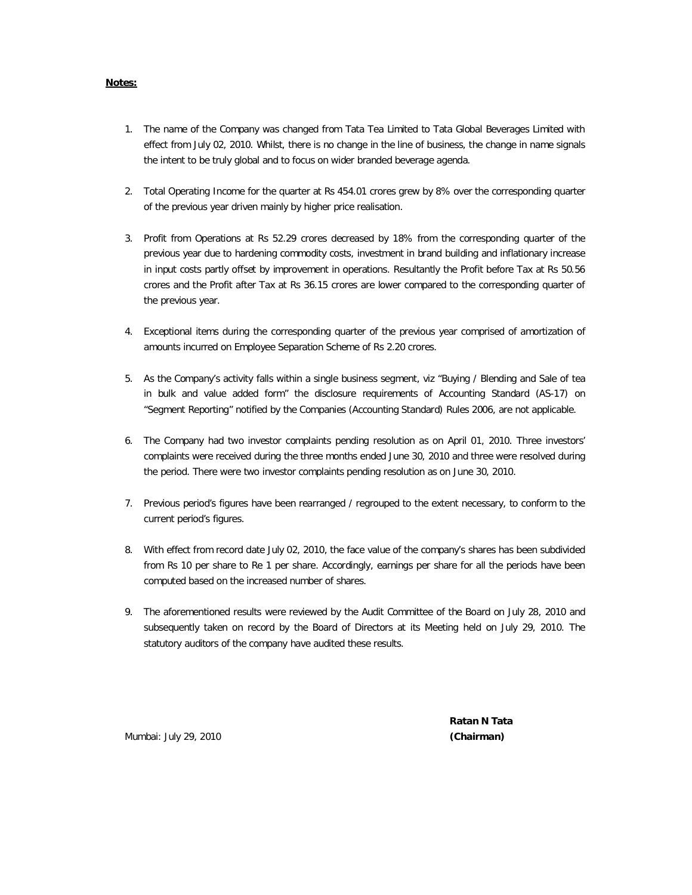**Notes:**

1. The name of the Company was changed from Tata Tea Limited to Tata Global Beverages Limited with effect from July 02, 2010. Whilst, there is no change in the line of business, the change in name signals the intent to be truly global and to focus on wider branded beverage agenda.

2. Total Operating Income for the quarter at Rs 454.01 crores grew by 8% over the corresponding quarter of the previous year driven mainly by higher price realisation.

3. Profit from Operations at Rs 52.29 crores decreased by 18% from the corresponding quarter of the previous year due to hardening commodity costs, investment in brand building and inflationary increase in input costs partly offset by improvement in operations. Resultantly the Profit before Tax at Rs 50.56 crores and the Profit after Tax at Rs 36.15 crores are lower compared to the corresponding quarter of the previous year.

4. Exceptional items during the corresponding quarter of the previous year comprised of amortization of amounts incurred on Employee Separation Scheme of Rs 2.20 crores.

5. As the Company's activity falls within a single business segment, viz "Buying / Blending and Sale of tea in bulk and value added form" the disclosure requirements of Accounting Standard (AS-17) on "Segment Reporting" notified by the Companies (Accounting Standard) Rules 2006, are not applicable.

6. The Company had two investor complaints pending resolution as on April 01, 2010. Three investors' complaints were received during the three months ended June 30, 2010 and three were resolved during the period. There were two investor complaints pending resolution as on June 30, 2010.

7. Previous period's figures have been rearranged / regrouped to the extent necessary, to conform to the current period's figures.

8. With effect from record date July 02, 2010, the face value of the company's shares has been subdivided from Rs 10 per share to Re 1 per share. Accordingly, earnings per share for all the periods have been computed based on the increased number of shares.

9. The aforementioned results were reviewed by the Audit Committee of the Board on July 28, 2010 and subsequently taken on record by the Board of Directors at its Meeting held on July 29, 2010. The statutory auditors of the company have audited these results.

**Ratan N Tata**

Mumbai: July 29, 2010 **(Chairman)**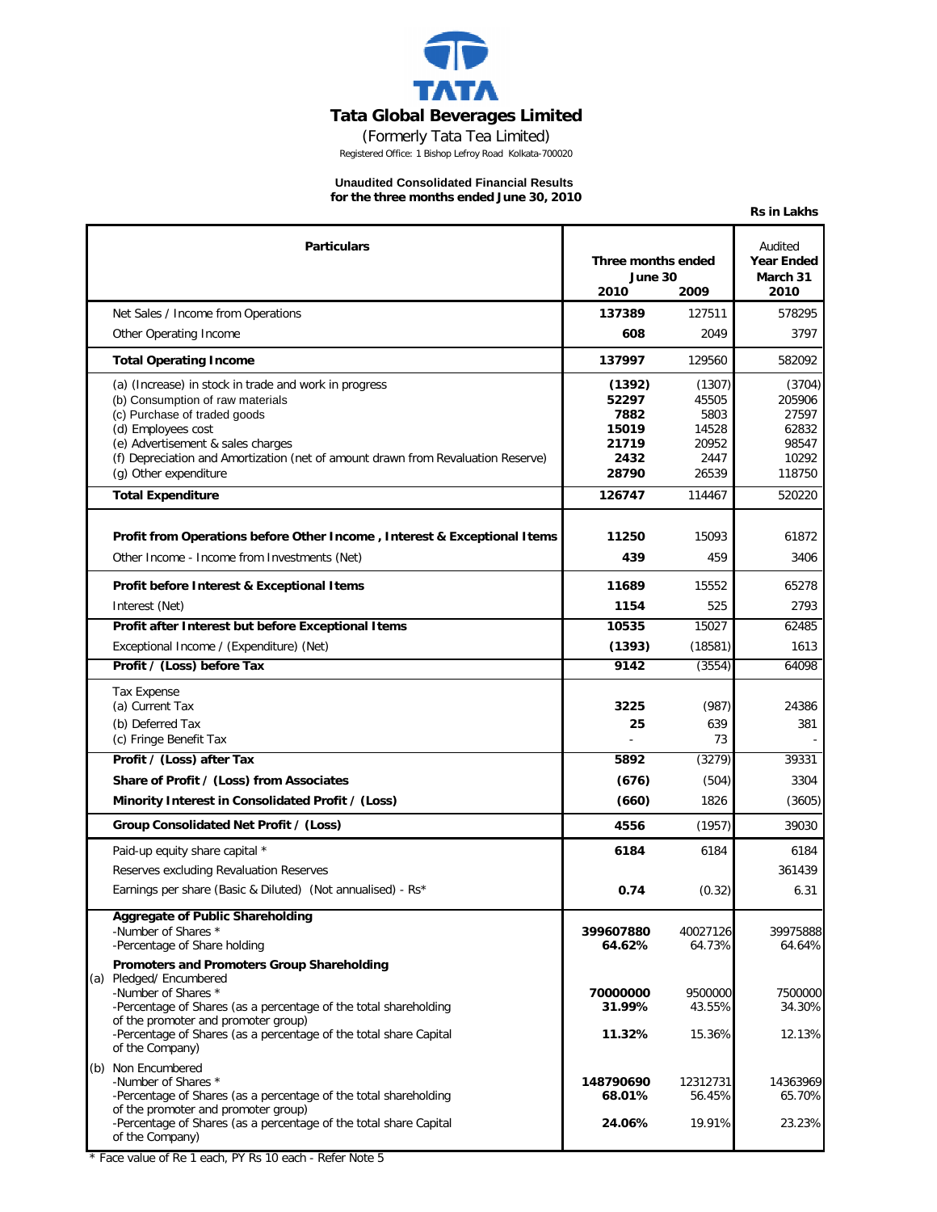# Tata Global Beverages Limited

(Formerly Tata Tea Limited)

Registered Office: 1 Bishop Lefroy Road Kolkata-700020

**Unaudited Consolidated Financial Results**
**for the three months ended June 30, 2010**

**Rs in Lakhs**

| Particulars | Three months ended June 30 2010 | Three months ended June 30 2009 | Audited Year Ended March 31 2010 |
|---|---|---|---|
| Net Sales / Income from Operations | **137389** | 127511 | 578295 |
| Other Operating Income | **608** | 2049 | 3797 |
| **Total Operating Income** | **137997** | 129560 | 582092 |
| (a) (Increase) in stock in trade and work in progress | **(1392)** | (1307) | (3704) |
| (b) Consumption of raw materials | **52297** | 45505 | 205906 |
| (c) Purchase of traded goods | **7882** | 5803 | 27597 |
| (d) Employees cost | **15019** | 14528 | 62832 |
| (e) Advertisement & sales charges | **21719** | 20952 | 98547 |
| (f) Depreciation and Amortization (net of amount drawn from Revaluation Reserve) | **2432** | 2447 | 10292 |
| (g) Other expenditure | **28790** | 26539 | 118750 |
| **Total Expenditure** | **126747** | 114467 | 520220 |
| **Profit from Operations before Other Income , Interest & Exceptional Items** | **11250** | 15093 | 61872 |
| Other Income - Income from Investments (Net) | **439** | 459 | 3406 |
| **Profit before Interest & Exceptional Items** | **11689** | 15552 | 65278 |
| Interest (Net) | **1154** | 525 | 2793 |
| **Profit after Interest but before Exceptional Items** | **10535** | 15027 | 62485 |
| Exceptional Income / (Expenditure) (Net) | **(1393)** | (18581) | 1613 |
| **Profit / (Loss) before Tax** | **9142** | (3554) | 64098 |
| Tax Expense | | | |
| (a) Current Tax | **3225** | (987) | 24386 |
| (b) Deferred Tax | **25** | 639 | 381 |
| (c) Fringe Benefit Tax | - | 73 | - |
| **Profit / (Loss) after Tax** | **5892** | (3279) | 39331 |
| **Share of Profit / (Loss) from Associates** | **(676)** | (504) | 3304 |
| **Minority Interest in Consolidated Profit / (Loss)** | **(660)** | 1826 | (3605) |
| **Group Consolidated Net Profit / (Loss)** | **4556** | (1957) | 39030 |
| Paid-up equity share capital * | **6184** | 6184 | 6184 |
| Reserves excluding Revaluation Reserves | | | 361439 |
| Earnings per share (Basic & Diluted) (Not annualised) - Rs* | **0.74** | (0.32) | 6.31 |
| **Aggregate of Public Shareholding** | | | |
| -Number of Shares * | **399607880** | 40027126 | 39975888 |
| -Percentage of Share holding | **64.62%** | 64.73% | 64.64% |
| **Promoters and Promoters Group Shareholding** | | | |
| (a) Pledged/ Encumbered | | | |
| -Number of Shares * | **70000000** | 9500000 | 7500000 |
| -Percentage of Shares (as a percentage of the total shareholding of the promoter and promoter group) | **31.99%** | 43.55% | 34.30% |
| -Percentage of Shares (as a percentage of the total share Capital of the Company) | **11.32%** | 15.36% | 12.13% |
| (b) Non Encumbered | | | |
| -Number of Shares * | **148790690** | 12312731 | 14363969 |
| -Percentage of Shares (as a percentage of the total shareholding of the promoter and promoter group) | **68.01%** | 56.45% | 65.70% |
| -Percentage of Shares (as a percentage of the total share Capital of the Company) | **24.06%** | 19.91% | 23.23% |

\* Face value of Re 1 each, PY Rs 10 each - Refer Note 5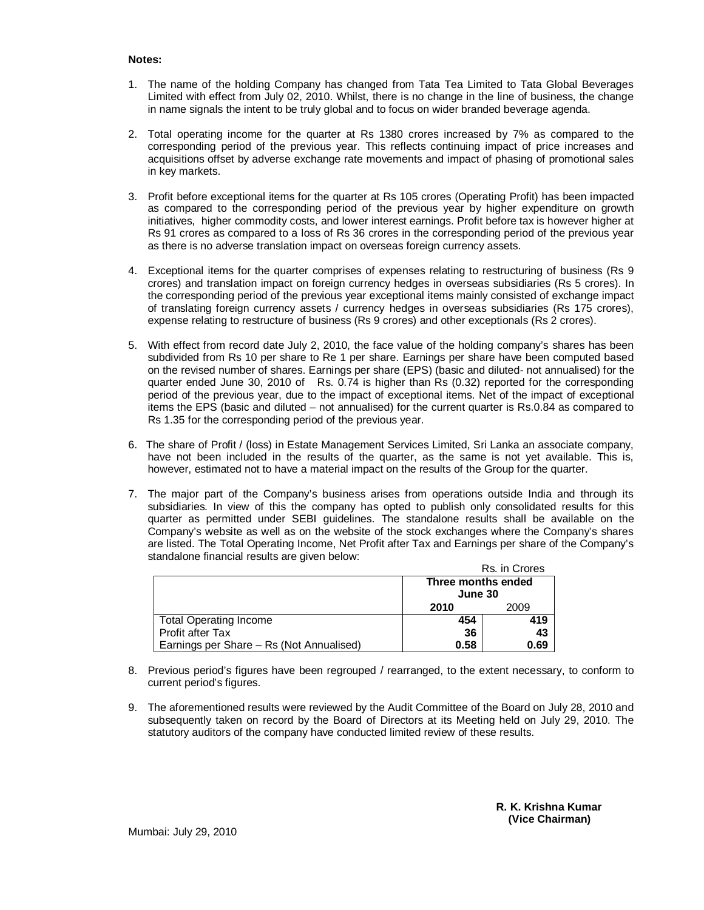**Notes:**

1. The name of the holding Company has changed from Tata Tea Limited to Tata Global Beverages Limited with effect from July 02, 2010. Whilst, there is no change in the line of business, the change in name signals the intent to be truly global and to focus on wider branded beverage agenda.

2. Total operating income for the quarter at Rs 1380 crores increased by 7% as compared to the corresponding period of the previous year. This reflects continuing impact of price increases and acquisitions offset by adverse exchange rate movements and impact of phasing of promotional sales in key markets.

3. Profit before exceptional items for the quarter at Rs 105 crores (Operating Profit) has been impacted as compared to the corresponding period of the previous year by higher expenditure on growth initiatives, higher commodity costs, and lower interest earnings. Profit before tax is however higher at Rs 91 crores as compared to a loss of Rs 36 crores in the corresponding period of the previous year as there is no adverse translation impact on overseas foreign currency assets.

4. Exceptional items for the quarter comprises of expenses relating to restructuring of business (Rs 9 crores) and translation impact on foreign currency hedges in overseas subsidiaries (Rs 5 crores). In the corresponding period of the previous year exceptional items mainly consisted of exchange impact of translating foreign currency assets / currency hedges in overseas subsidiaries (Rs 175 crores), expense relating to restructure of business (Rs 9 crores) and other exceptionals (Rs 2 crores).

5. With effect from record date July 2, 2010, the face value of the holding company's shares has been subdivided from Rs 10 per share to Re 1 per share. Earnings per share have been computed based on the revised number of shares. Earnings per share (EPS) (basic and diluted- not annualised) for the quarter ended June 30, 2010 of Rs. 0.74 is higher than Rs (0.32) reported for the corresponding period of the previous year, due to the impact of exceptional items. Net of the impact of exceptional items the EPS (basic and diluted – not annualised) for the current quarter is Rs.0.84 as compared to Rs 1.35 for the corresponding period of the previous year.

6. The share of Profit / (loss) in Estate Management Services Limited, Sri Lanka an associate company, have not been included in the results of the quarter, as the same is not yet available. This is, however, estimated not to have a material impact on the results of the Group for the quarter.

7. The major part of the Company's business arises from operations outside India and through its subsidiaries. In view of this the company has opted to publish only consolidated results for this quarter as permitted under SEBI guidelines. The standalone results shall be available on the Company's website as well as on the website of the stock exchanges where the Company's shares are listed. The Total Operating Income, Net Profit after Tax and Earnings per share of the Company's standalone financial results are given below:

Rs. in Crores

| | Three months ended June 30 | |
|---|---|---|
| | **2010** | 2009 |
| Total Operating Income | **454** | **419** |
| Profit after Tax | **36** | **43** |
| Earnings per Share – Rs (Not Annualised) | **0.58** | **0.69** |

8. Previous period's figures have been regrouped / rearranged, to the extent necessary, to conform to current period's figures.

9. The aforementioned results were reviewed by the Audit Committee of the Board on July 28, 2010 and subsequently taken on record by the Board of Directors at its Meeting held on July 29, 2010. The statutory auditors of the company have conducted limited review of these results.

**R. K. Krishna Kumar**
**(Vice Chairman)**

Mumbai: July 29, 2010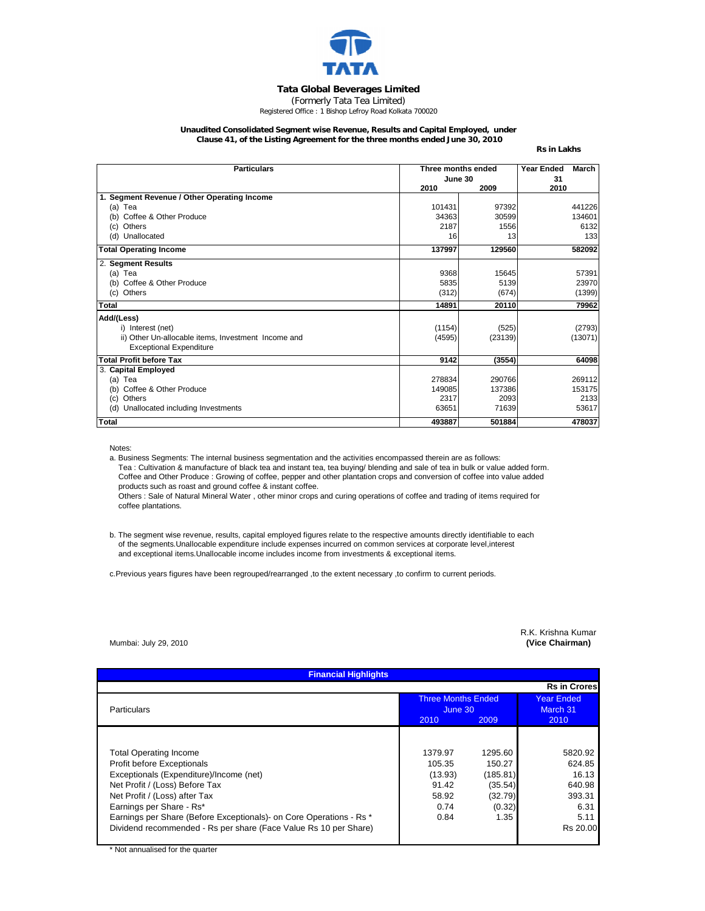TATA

# Tata Global Beverages Limited

(Formerly Tata Tea Limited)

Registered Office : 1 Bishop Lefroy Road Kolkata 700020

**Unaudited Consolidated Segment wise Revenue, Results and Capital Employed, under Clause 41, of the Listing Agreement for the three months ended June 30, 2010**

**Rs in Lakhs**

| Particulars | Three months ended June 30 | | Year Ended March 31 |
|---|---|---|---|
| | 2010 | 2009 | 2010 |
| **1. Segment Revenue / Other Operating Income** | | | |
| (a) Tea | 101431 | 97392 | 441226 |
| (b) Coffee & Other Produce | 34363 | 30599 | 134601 |
| (c) Others | 2187 | 1556 | 6132 |
| (d) Unallocated | 16 | 13 | 133 |
| **Total Operating Income** | **137997** | **129560** | **582092** |
| 2. **Segment Results** | | | |
| (a) Tea | 9368 | 15645 | 57391 |
| (b) Coffee & Other Produce | 5835 | 5139 | 23970 |
| (c) Others | (312) | (674) | (1399) |
| **Total** | **14891** | **20110** | **79962** |
| **Add/(Less)** | | | |
| i) Interest (net) | (1154) | (525) | (2793) |
| ii) Other Un-allocable items, Investment Income and Exceptional Expenditure | (4595) | (23139) | (13071) |
| **Total Profit before Tax** | **9142** | **(3554)** | **64098** |
| 3. **Capital Employed** | | | |
| (a) Tea | 278834 | 290766 | 269112 |
| (b) Coffee & Other Produce | 149085 | 137386 | 153175 |
| (c) Others | 2317 | 2093 | 2133 |
| (d) Unallocated including Investments | 63651 | 71639 | 53617 |
| **Total** | **493887** | **501884** | **478037** |

Notes:

a. Business Segments: The internal business segmentation and the activities encompassed therein are as follows:
Tea : Cultivation & manufacture of black tea and instant tea, tea buying/ blending and sale of tea in bulk or value added form.
Coffee and Other Produce : Growing of coffee, pepper and other plantation crops and conversion of coffee into value added products such as roast and ground coffee & instant coffee.
Others : Sale of Natural Mineral Water , other minor crops and curing operations of coffee and trading of items required for coffee plantations.

b. The segment wise revenue, results, capital employed figures relate to the respective amounts directly identifiable to each of the segments.Unallocable expenditure include expenses incurred on common services at corporate level,interest and exceptional items.Unallocable income includes income from investments & exceptional items.

c.Previous years figures have been regrouped/rearranged ,to the extent necessary ,to confirm to current periods.

Mumbai: July 29, 2010

R.K. Krishna Kumar
**(Vice Chairman)**

**Financial Highlights**

**Rs in Crores**

| Particulars | Three Months Ended June 30 | | Year Ended March 31 |
|---|---|---|---|
| | 2010 | 2009 | 2010 |
| Total Operating Income | 1379.97 | 1295.60 | 5820.92 |
| Profit before Exceptionals | 105.35 | 150.27 | 624.85 |
| Exceptionals (Expenditure)/Income (net) | (13.93) | (185.81) | 16.13 |
| Net Profit / (Loss) Before Tax | 91.42 | (35.54) | 640.98 |
| Net Profit / (Loss) after Tax | 58.92 | (32.79) | 393.31 |
| Earnings per Share - Rs* | 0.74 | (0.32) | 6.31 |
| Earnings per Share (Before Exceptionals)- on Core Operations - Rs * | 0.84 | 1.35 | 5.11 |
| Dividend recommended - Rs per share (Face Value Rs 10 per Share) | | | Rs 20.00 |

\* Not annualised for the quarter